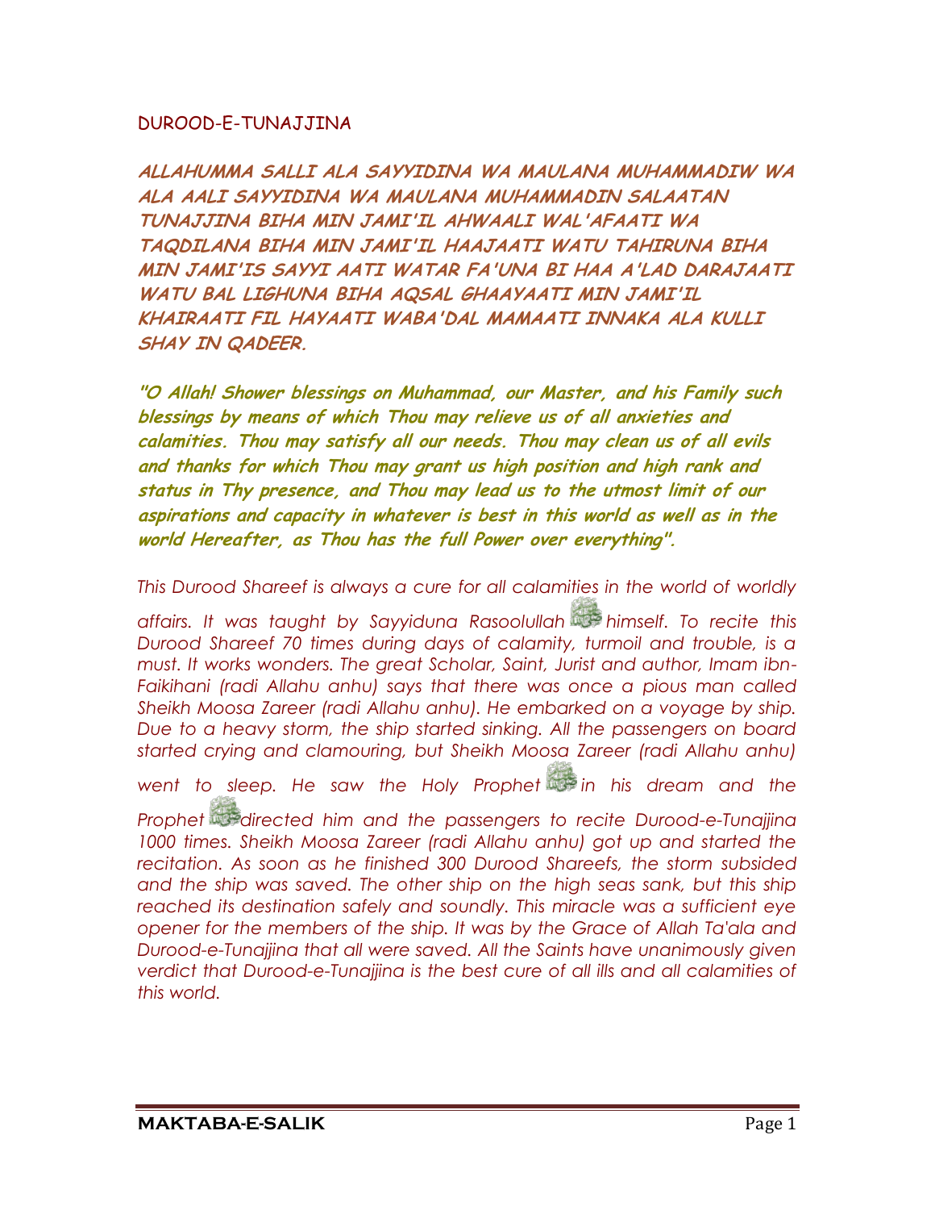# DUROOD-E-TUNAJJINA

***ALLAHUMMA SALLI ALA SAYYIDINA WA MAULANA MUHAMMADIW WA ALA AALI SAYYIDINA WA MAULANA MUHAMMADIN SALAATAN TUNAJJINA BIHA MIN JAMI'IL AHWAALI WAL'AFAATI WA TAQDILANA BIHA MIN JAMI'IL HAAJAATI WATU TAHIRUNA BIHA MIN JAMI'IS SAYYI AATI WATAR FA'UNA BI HAA A'LAD DARAJAATI WATU BAL LIGHUNA BIHA AQSAL GHAAYAATI MIN JAMI'IL KHAIRAATI FIL HAYAATI WABA'DAL MAMAATI INNAKA ALA KULLI SHAY IN QADEER.***

***"O Allah! Shower blessings on Muhammad, our Master, and his Family such blessings by means of which Thou may relieve us of all anxieties and calamities. Thou may satisfy all our needs. Thou may clean us of all evils and thanks for which Thou may grant us high position and high rank and status in Thy presence, and Thou may lead us to the utmost limit of our aspirations and capacity in whatever is best in this world as well as in the world Hereafter, as Thou has the full Power over everything".***

*This Durood Shareef is always a cure for all calamities in the world of worldly affairs. It was taught by Sayyiduna Rasoolullah himself. To recite this Durood Shareef 70 times during days of calamity, turmoil and trouble, is a must. It works wonders. The great Scholar, Saint, Jurist and author, Imam ibn-Faikihani (radi Allahu anhu) says that there was once a pious man called Sheikh Moosa Zareer (radi Allahu anhu). He embarked on a voyage by ship. Due to a heavy storm, the ship started sinking. All the passengers on board started crying and clamouring, but Sheikh Moosa Zareer (radi Allahu anhu) went to sleep. He saw the Holy Prophet in his dream and the Prophet directed him and the passengers to recite Durood-e-Tunajjina 1000 times. Sheikh Moosa Zareer (radi Allahu anhu) got up and started the recitation. As soon as he finished 300 Durood Shareefs, the storm subsided and the ship was saved. The other ship on the high seas sank, but this ship reached its destination safely and soundly. This miracle was a sufficient eye opener for the members of the ship. It was by the Grace of Allah Ta'ala and Durood-e-Tunajjina that all were saved. All the Saints have unanimously given verdict that Durood-e-Tunajjina is the best cure of all ills and all calamities of this world.*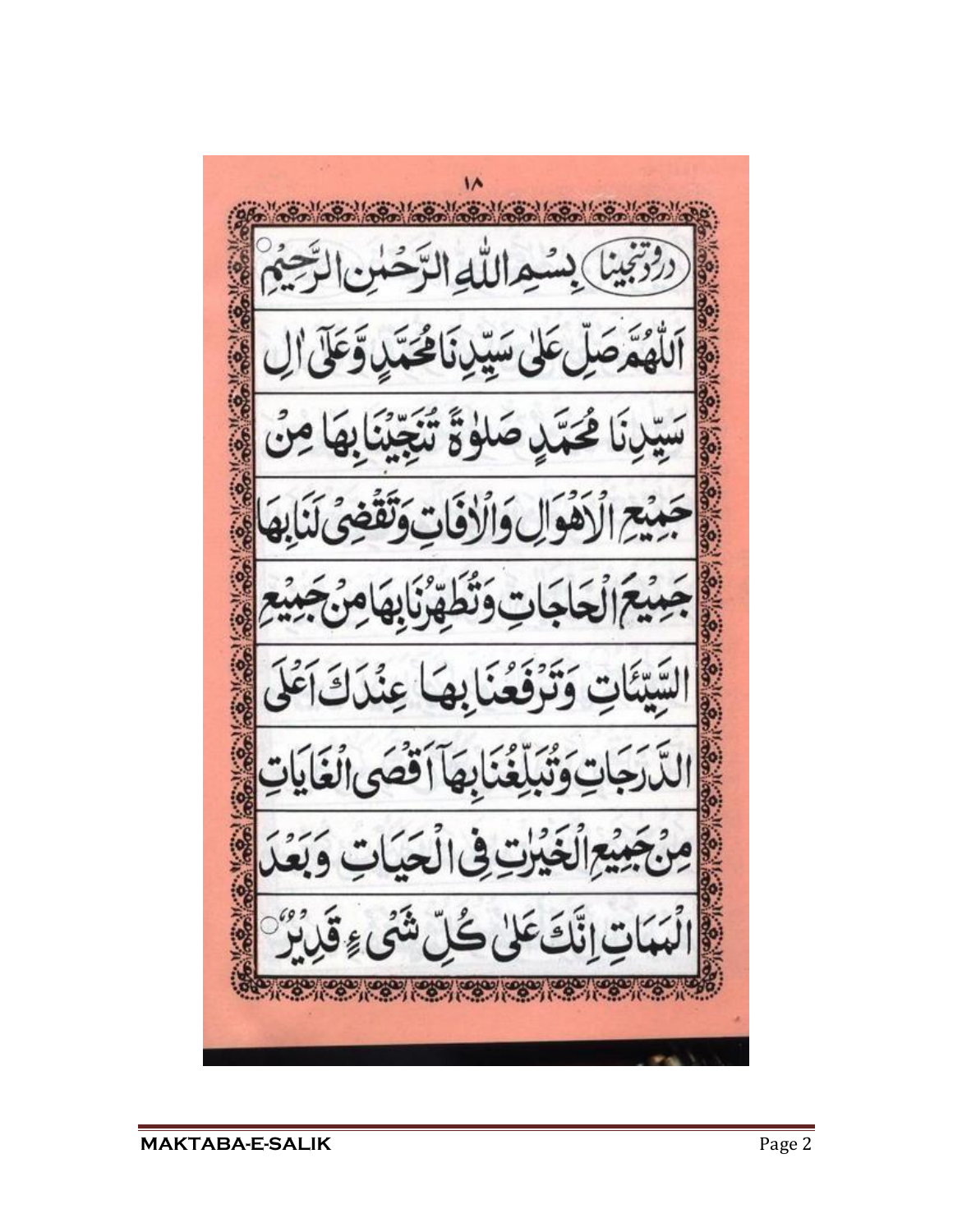(درود تنجینا) بِسۡمِ اللّٰهِ الرَّحۡمٰنِ الرَّحِيۡمِ

اَللّٰهُمَّ صَلِّ عَلٰى سَيِّدِنَا مُحَمَّدٍ وَّعَلٰٓى اٰلِ

سَيِّدِنَا مُحَمَّدٍ صَلٰوةً تُنَجِّيۡنَا بِهَا مِنۡ

جَمِيۡعِ الۡاَهۡوَالِ وَالۡاٰفَاتِ وَتَقۡضِىۡ لَنَا بِهَا

جَمِيۡعَ الۡحَاجَاتِ وَتُطَهِّرُنَا بِهَا مِنۡ جَمِيۡعِ

السَّيِّئَاتِ وَتَرۡفَعُنَا بِهَا عِنۡدَكَ اَعۡلَى

الدَّرَجَاتِ وَتُبَلِّغُنَا بِهَآ اَقۡصَى الۡغَايَاتِ

مِنۡ جَمِيۡعِ الۡخَيۡرٰتِ فِى الۡحَيَاتِ وَبَعۡدَ

الۡمَمَاتِ اِنَّكَ عَلٰى كُلِّ شَىۡءٍ قَدِيۡرٌ